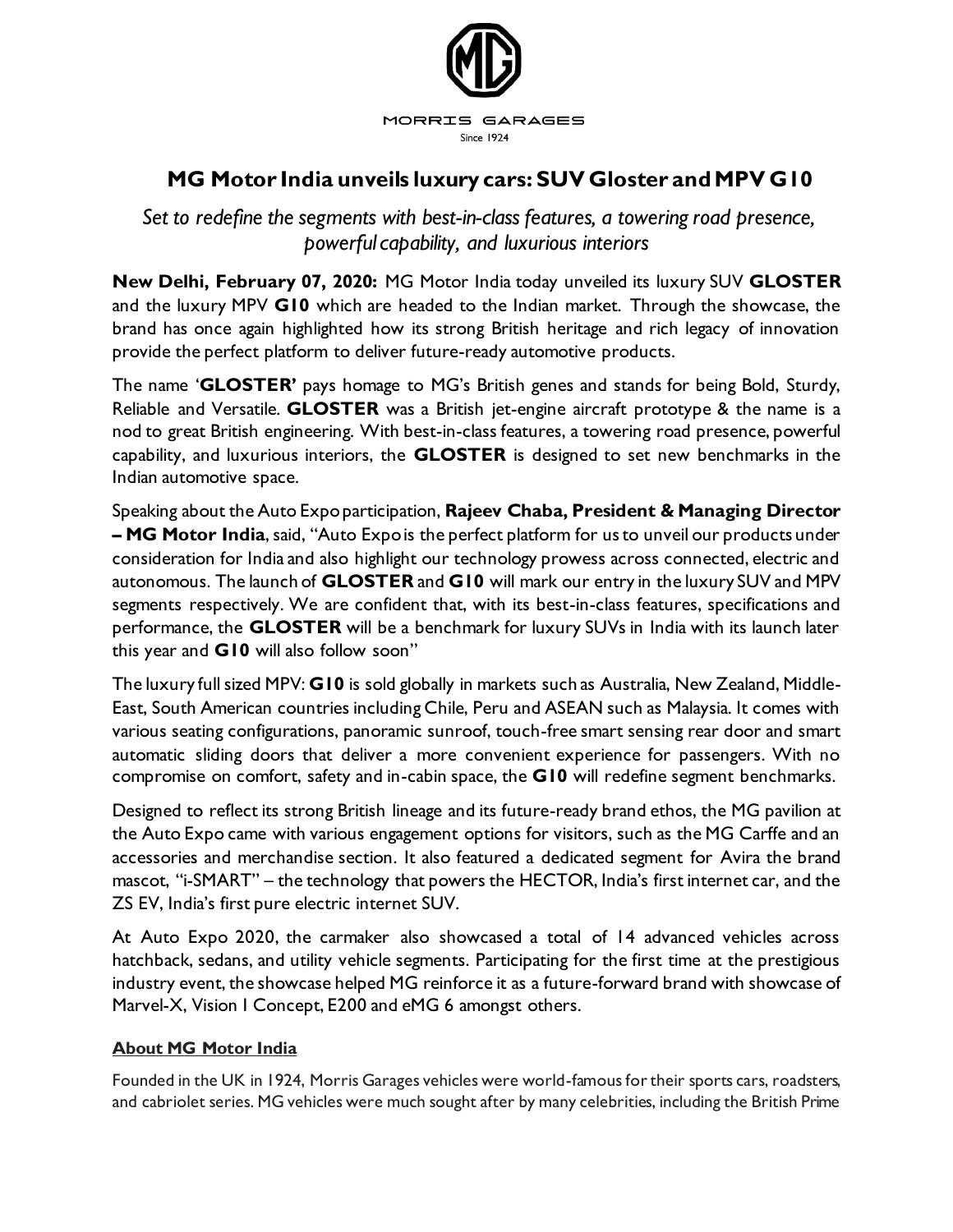MORRIS GARAGES

Since 1924

# MG Motor India unveils luxury cars: SUV Gloster and MPV G10

*Set to redefine the segments with best-in-class features, a towering road presence, powerful capability, and luxurious interiors*

**New Delhi, February 07, 2020:** MG Motor India today unveiled its luxury SUV **GLOSTER** and the luxury MPV **G10** which are headed to the Indian market. Through the showcase, the brand has once again highlighted how its strong British heritage and rich legacy of innovation provide the perfect platform to deliver future-ready automotive products.

The name '**GLOSTER'** pays homage to MG's British genes and stands for being Bold, Sturdy, Reliable and Versatile. **GLOSTER** was a British jet-engine aircraft prototype & the name is a nod to great British engineering. With best-in-class features, a towering road presence, powerful capability, and luxurious interiors, the **GLOSTER** is designed to set new benchmarks in the Indian automotive space.

Speaking about the Auto Expo participation, **Rajeev Chaba, President & Managing Director – MG Motor India**, said, "Auto Expo is the perfect platform for us to unveil our products under consideration for India and also highlight our technology prowess across connected, electric and autonomous. The launch of **GLOSTER** and **G10** will mark our entry in the luxury SUV and MPV segments respectively. We are confident that, with its best-in-class features, specifications and performance, the **GLOSTER** will be a benchmark for luxury SUVs in India with its launch later this year and **G10** will also follow soon"

The luxury full sized MPV: **G10** is sold globally in markets such as Australia, New Zealand, Middle-East, South American countries including Chile, Peru and ASEAN such as Malaysia. It comes with various seating configurations, panoramic sunroof, touch-free smart sensing rear door and smart automatic sliding doors that deliver a more convenient experience for passengers. With no compromise on comfort, safety and in-cabin space, the **G10** will redefine segment benchmarks.

Designed to reflect its strong British lineage and its future-ready brand ethos, the MG pavilion at the Auto Expo came with various engagement options for visitors, such as the MG Carffe and an accessories and merchandise section. It also featured a dedicated segment for Avira the brand mascot, "i-SMART" – the technology that powers the HECTOR, India's first internet car, and the ZS EV, India's first pure electric internet SUV.

At Auto Expo 2020, the carmaker also showcased a total of 14 advanced vehicles across hatchback, sedans, and utility vehicle segments. Participating for the first time at the prestigious industry event, the showcase helped MG reinforce it as a future-forward brand with showcase of Marvel-X, Vision I Concept, E200 and eMG 6 amongst others.

## About MG Motor India

Founded in the UK in 1924, Morris Garages vehicles were world-famous for their sports cars, roadsters, and cabriolet series. MG vehicles were much sought after by many celebrities, including the British Prime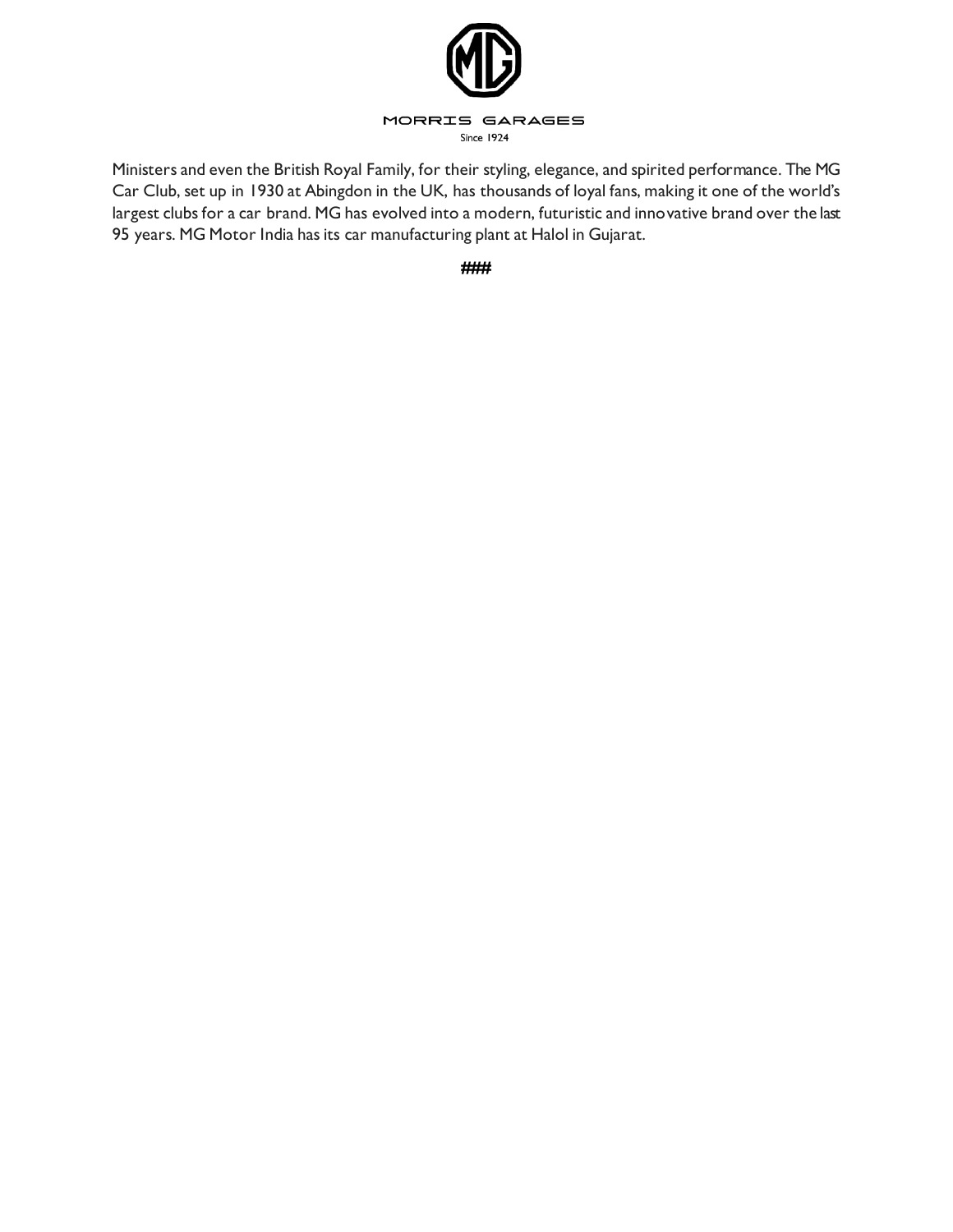Ministers and even the British Royal Family, for their styling, elegance, and spirited performance. The MG Car Club, set up in 1930 at Abingdon in the UK, has thousands of loyal fans, making it one of the world's largest clubs for a car brand. MG has evolved into a modern, futuristic and innovative brand over the last 95 years. MG Motor India has its car manufacturing plant at Halol in Gujarat.

**###**